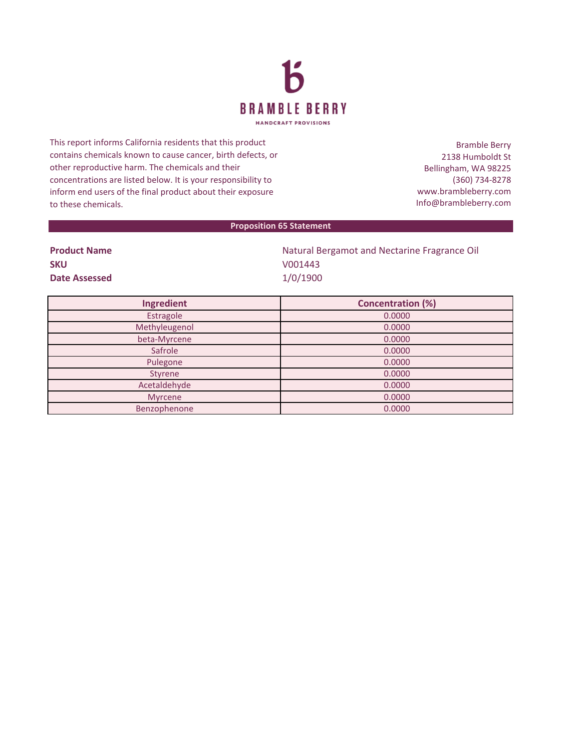BRAMBLE BERRY

HANDCRAFT PROVISIONS

This report informs California residents that this product contains chemicals known to cause cancer, birth defects, or other reproductive harm. The chemicals and their concentrations are listed below. It is your responsibility to inform end users of the final product about their exposure to these chemicals.

Bramble Berry
2138 Humboldt St
Bellingham, WA 98225
(360) 734-8278
www.brambleberry.com
Info@brambleberry.com

## Proposition 65 Statement

**Product Name** Natural Bergamot and Nectarine Fragrance Oil
**SKU** V001443
**Date Assessed** 1/0/1900

| Ingredient | Concentration (%) |
|---|---|
| Estragole | 0.0000 |
| Methyleugenol | 0.0000 |
| beta-Myrcene | 0.0000 |
| Safrole | 0.0000 |
| Pulegone | 0.0000 |
| Styrene | 0.0000 |
| Acetaldehyde | 0.0000 |
| Myrcene | 0.0000 |
| Benzophenone | 0.0000 |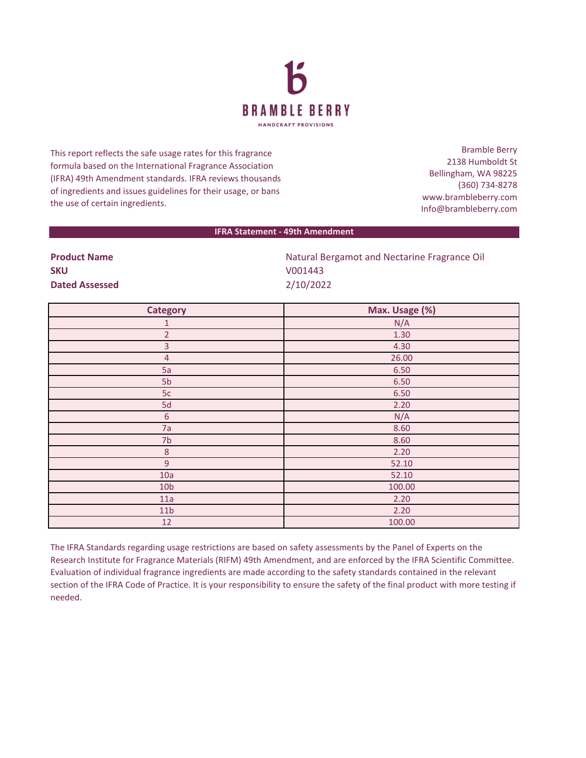**BRAMBLE BERRY**
HANDCRAFT PROVISIONS

This report reflects the safe usage rates for this fragrance formula based on the International Fragrance Association (IFRA) 49th Amendment standards. IFRA reviews thousands of ingredients and issues guidelines for their usage, or bans the use of certain ingredients.

Bramble Berry
2138 Humboldt St
Bellingham, WA 98225
(360) 734-8278
www.brambleberry.com
Info@brambleberry.com

## IFRA Statement - 49th Amendment

| | |
|---|---|
| **Product Name** | Natural Bergamot and Nectarine Fragrance Oil |
| **SKU** | V001443 |
| **Dated Assessed** | 2/10/2022 |

| Category | Max. Usage (%) |
|---|---|
| 1 | N/A |
| 2 | 1.30 |
| 3 | 4.30 |
| 4 | 26.00 |
| 5a | 6.50 |
| 5b | 6.50 |
| 5c | 6.50 |
| 5d | 2.20 |
| 6 | N/A |
| 7a | 8.60 |
| 7b | 8.60 |
| 8 | 2.20 |
| 9 | 52.10 |
| 10a | 52.10 |
| 10b | 100.00 |
| 11a | 2.20 |
| 11b | 2.20 |
| 12 | 100.00 |

The IFRA Standards regarding usage restrictions are based on safety assessments by the Panel of Experts on the Research Institute for Fragrance Materials (RIFM) 49th Amendment, and are enforced by the IFRA Scientific Committee. Evaluation of individual fragrance ingredients are made according to the safety standards contained in the relevant section of the IFRA Code of Practice. It is your responsibility to ensure the safety of the final product with more testing if needed.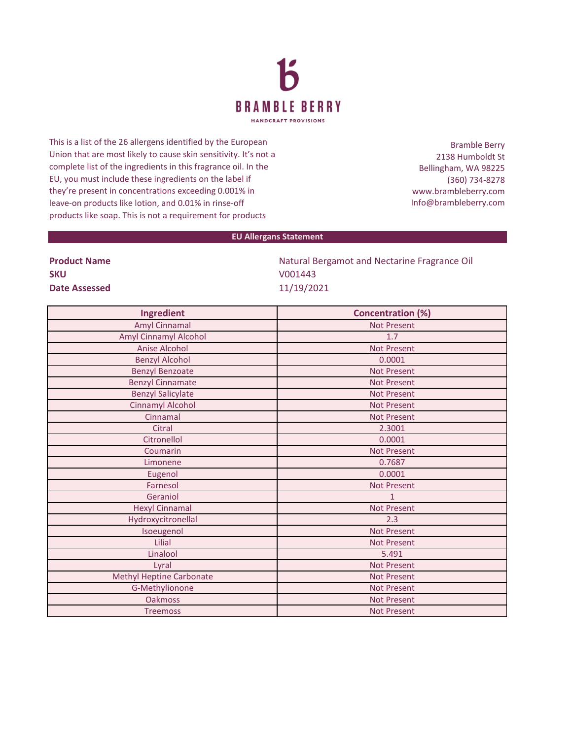# BRAMBLE BERRY

HANDCRAFT PROVISIONS

This is a list of the 26 allergens identified by the European Union that are most likely to cause skin sensitivity. It's not a complete list of the ingredients in this fragrance oil. In the EU, you must include these ingredients on the label if they're present in concentrations exceeding 0.001% in leave-on products like lotion, and 0.01% in rinse-off products like soap. This is not a requirement for products

Bramble Berry
2138 Humboldt St
Bellingham, WA 98225
(360) 734-8278
www.brambleberry.com
Info@brambleberry.com

## EU Allergans Statement

**Product Name** Natural Bergamot and Nectarine Fragrance Oil
**SKU** V001443
**Date Assessed** 11/19/2021

| Ingredient | Concentration (%) |
|---|---|
| Amyl Cinnamal | Not Present |
| Amyl Cinnamyl Alcohol | 1.7 |
| Anise Alcohol | Not Present |
| Benzyl Alcohol | 0.0001 |
| Benzyl Benzoate | Not Present |
| Benzyl Cinnamate | Not Present |
| Benzyl Salicylate | Not Present |
| Cinnamyl Alcohol | Not Present |
| Cinnamal | Not Present |
| Citral | 2.3001 |
| Citronellol | 0.0001 |
| Coumarin | Not Present |
| Limonene | 0.7687 |
| Eugenol | 0.0001 |
| Farnesol | Not Present |
| Geraniol | 1 |
| Hexyl Cinnamal | Not Present |
| Hydroxycitronellal | 2.3 |
| Isoeugenol | Not Present |
| Lilial | Not Present |
| Linalool | 5.491 |
| Lyral | Not Present |
| Methyl Heptine Carbonate | Not Present |
| G-Methylionone | Not Present |
| Oakmoss | Not Present |
| Treemoss | Not Present |